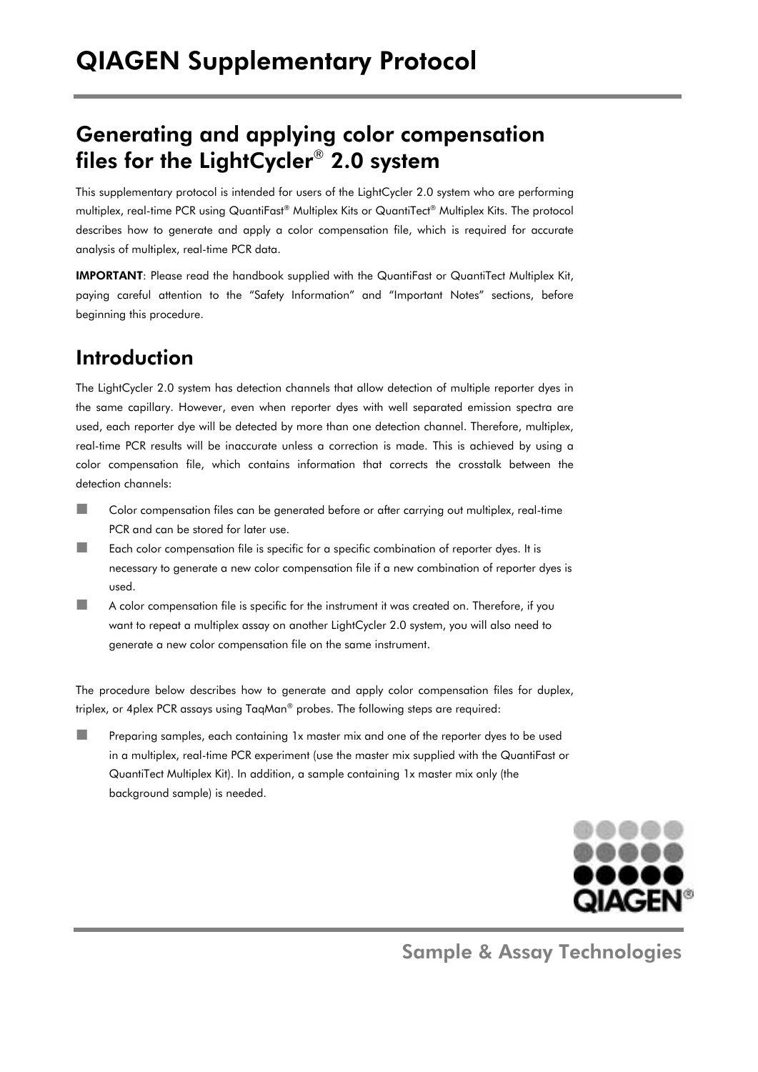# QIAGEN Supplementary Protocol

## Generating and applying color compensation files for the LightCycler® 2.0 system

This supplementary protocol is intended for users of the LightCycler 2.0 system who are performing multiplex, real-time PCR using QuantiFast® Multiplex Kits or QuantiTect® Multiplex Kits. The protocol describes how to generate and apply a color compensation file, which is required for accurate analysis of multiplex, real-time PCR data.

**IMPORTANT**: Please read the handbook supplied with the QuantiFast or QuantiTect Multiplex Kit, paying careful attention to the "Safety Information" and "Important Notes" sections, before beginning this procedure.

## Introduction

The LightCycler 2.0 system has detection channels that allow detection of multiple reporter dyes in the same capillary. However, even when reporter dyes with well separated emission spectra are used, each reporter dye will be detected by more than one detection channel. Therefore, multiplex, real-time PCR results will be inaccurate unless a correction is made. This is achieved by using a color compensation file, which contains information that corrects the crosstalk between the detection channels:

- Color compensation files can be generated before or after carrying out multiplex, real-time PCR and can be stored for later use.
- Each color compensation file is specific for a specific combination of reporter dyes. It is necessary to generate a new color compensation file if a new combination of reporter dyes is used.
- A color compensation file is specific for the instrument it was created on. Therefore, if you want to repeat a multiplex assay on another LightCycler 2.0 system, you will also need to generate a new color compensation file on the same instrument.

The procedure below describes how to generate and apply color compensation files for duplex, triplex, or 4plex PCR assays using TaqMan® probes. The following steps are required:

- Preparing samples, each containing 1x master mix and one of the reporter dyes to be used in a multiplex, real-time PCR experiment (use the master mix supplied with the QuantiFast or QuantiTect Multiplex Kit). In addition, a sample containing 1x master mix only (the background sample) is needed.

Sample & Assay Technologies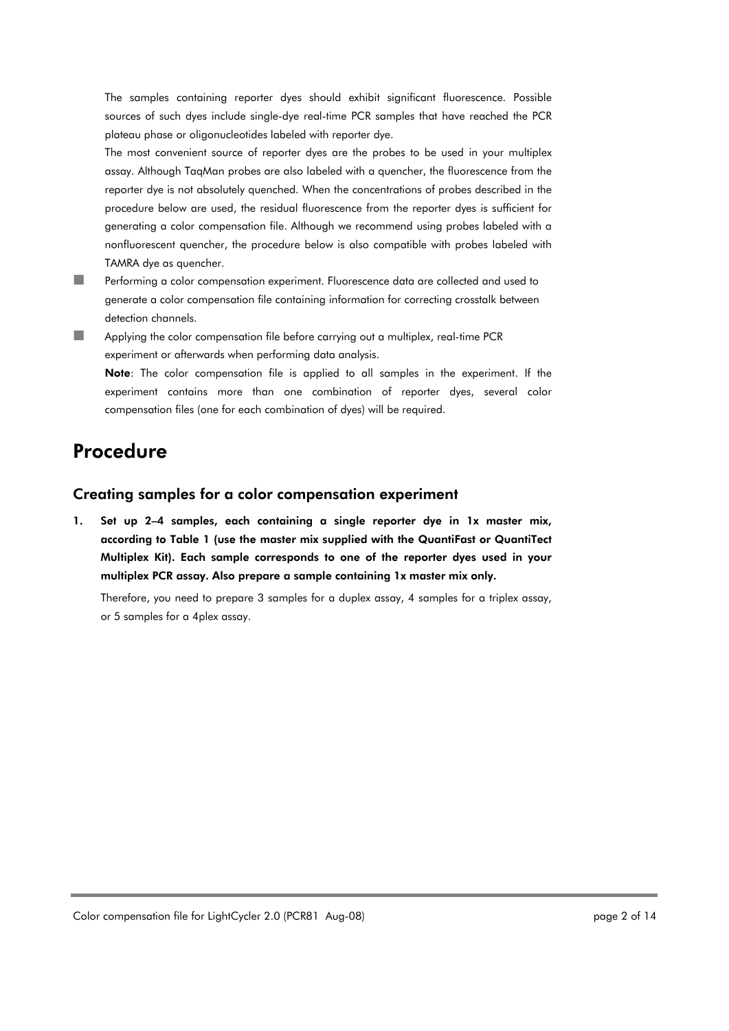The samples containing reporter dyes should exhibit significant fluorescence. Possible sources of such dyes include single-dye real-time PCR samples that have reached the PCR plateau phase or oligonucleotides labeled with reporter dye.

The most convenient source of reporter dyes are the probes to be used in your multiplex assay. Although TaqMan probes are also labeled with a quencher, the fluorescence from the reporter dye is not absolutely quenched. When the concentrations of probes described in the procedure below are used, the residual fluorescence from the reporter dyes is sufficient for generating a color compensation file. Although we recommend using probes labeled with a nonfluorescent quencher, the procedure below is also compatible with probes labeled with TAMRA dye as quencher.

- Performing a color compensation experiment. Fluorescence data are collected and used to generate a color compensation file containing information for correcting crosstalk between detection channels.
- Applying the color compensation file before carrying out a multiplex, real-time PCR experiment or afterwards when performing data analysis.

  **Note**: The color compensation file is applied to all samples in the experiment. If the experiment contains more than one combination of reporter dyes, several color compensation files (one for each combination of dyes) will be required.

# Procedure

## Creating samples for a color compensation experiment

1. **Set up 2–4 samples, each containing a single reporter dye in 1x master mix, according to Table 1 (use the master mix supplied with the QuantiFast or QuantiTect Multiplex Kit). Each sample corresponds to one of the reporter dyes used in your multiplex PCR assay. Also prepare a sample containing 1x master mix only.**

   Therefore, you need to prepare 3 samples for a duplex assay, 4 samples for a triplex assay, or 5 samples for a 4plex assay.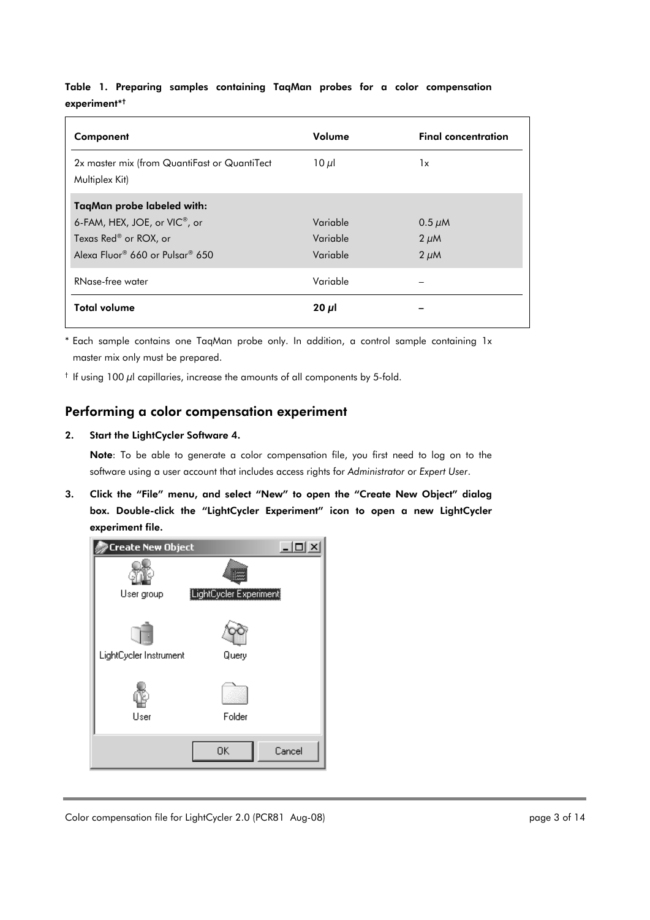**Table 1. Preparing samples containing TaqMan probes for a color compensation experiment*†**

| Component | Volume | Final concentration |
|---|---|---|
| 2x master mix (from QuantiFast or QuantiTect Multiplex Kit) | 10 µl | 1x |
| **TaqMan probe labeled with:** | | |
| 6-FAM, HEX, JOE, or VIC®, or | Variable | 0.5 µM |
| Texas Red® or ROX, or | Variable | 2 µM |
| Alexa Fluor® 660 or Pulsar® 650 | Variable | 2 µM |
| RNase-free water | Variable | – |
| **Total volume** | **20 µl** | **–** |

\* Each sample contains one TaqMan probe only. In addition, a control sample containing 1x master mix only must be prepared.

† If using 100 µl capillaries, increase the amounts of all components by 5-fold.

## Performing a color compensation experiment

2. **Start the LightCycler Software 4.**

   **Note**: To be able to generate a color compensation file, you first need to log on to the software using a user account that includes access rights for *Administrator* or *Expert User*.

3. **Click the "File" menu, and select "New" to open the "Create New Object" dialog box. Double-click the "LightCycler Experiment" icon to open a new LightCycler experiment file.**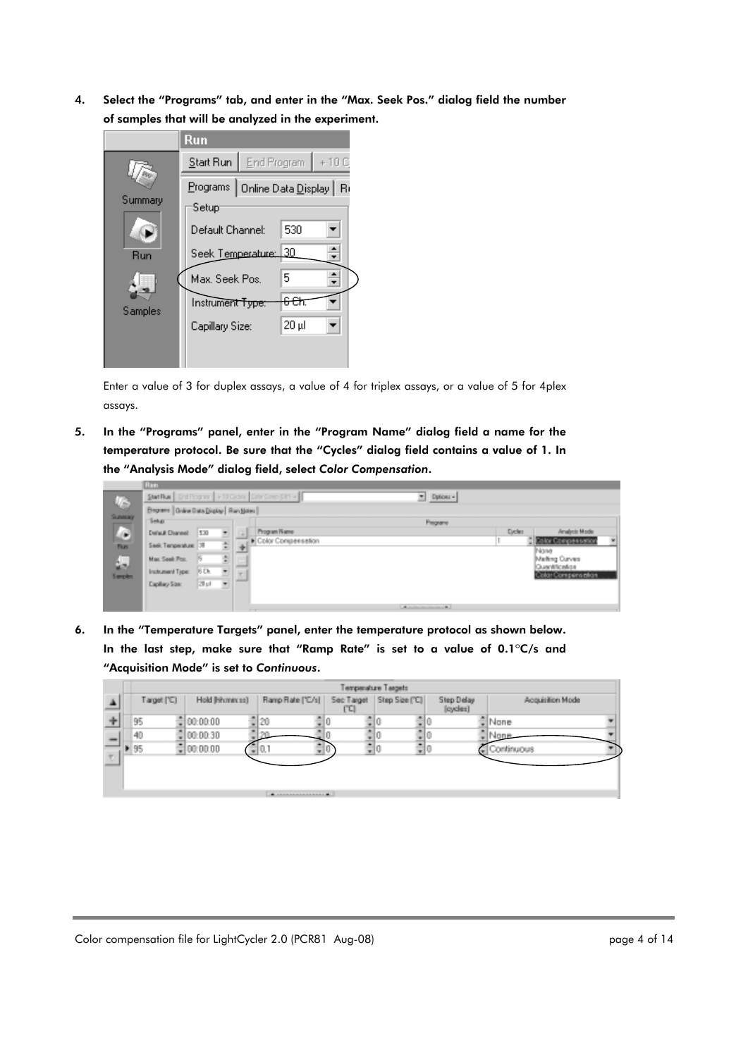4. **Select the "Programs" tab, and enter in the "Max. Seek Pos." dialog field the number of samples that will be analyzed in the experiment.**

   Enter a value of 3 for duplex assays, a value of 4 for triplex assays, or a value of 5 for 4plex assays.

5. **In the "Programs" panel, enter in the "Program Name" dialog field a name for the temperature protocol. Be sure that the "Cycles" dialog field contains a value of 1. In the "Analysis Mode" dialog field, select *Color Compensation*.**

6. **In the "Temperature Targets" panel, enter the temperature protocol as shown below. In the last step, make sure that "Ramp Rate" is set to a value of 0.1°C/s and "Acquisition Mode" is set to *Continuous*.**

| Target (°C) | Hold (hh:mm:ss) | Ramp Rate (°C/s) | Sec Target (°C) | Step Size (°C) | Step Delay (cycles) | Acquisition Mode |
|---|---|---|---|---|---|---|
| 95 | 00:00:00 | 20 | 0 | 0 | 0 | None |
| 40 | 00:00:30 | 20 | 0 | 0 | 0 | None |
| 95 | 00:00:00 | 0.1 | 0 | 0 | 0 | Continuous |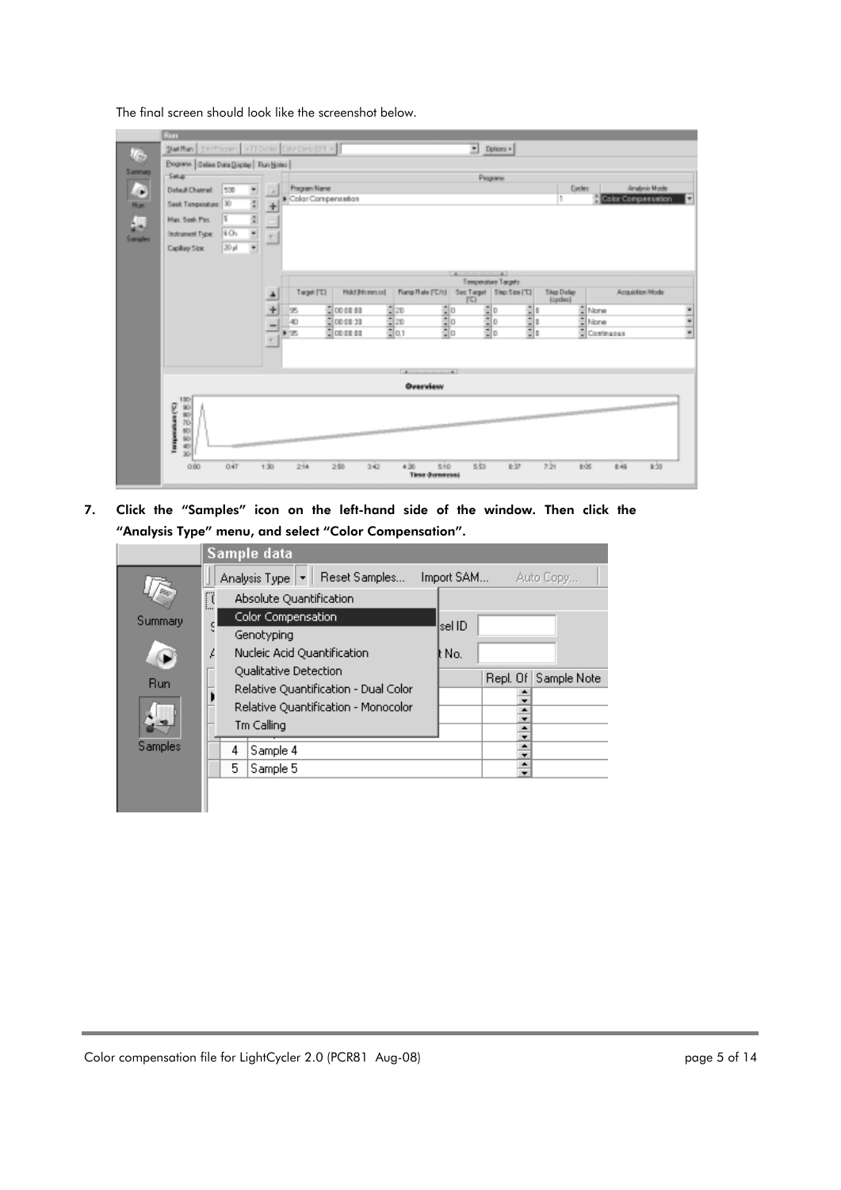The final screen should look like the screenshot below.

7. **Click the "Samples" icon on the left-hand side of the window. Then click the "Analysis Type" menu, and select "Color Compensation".**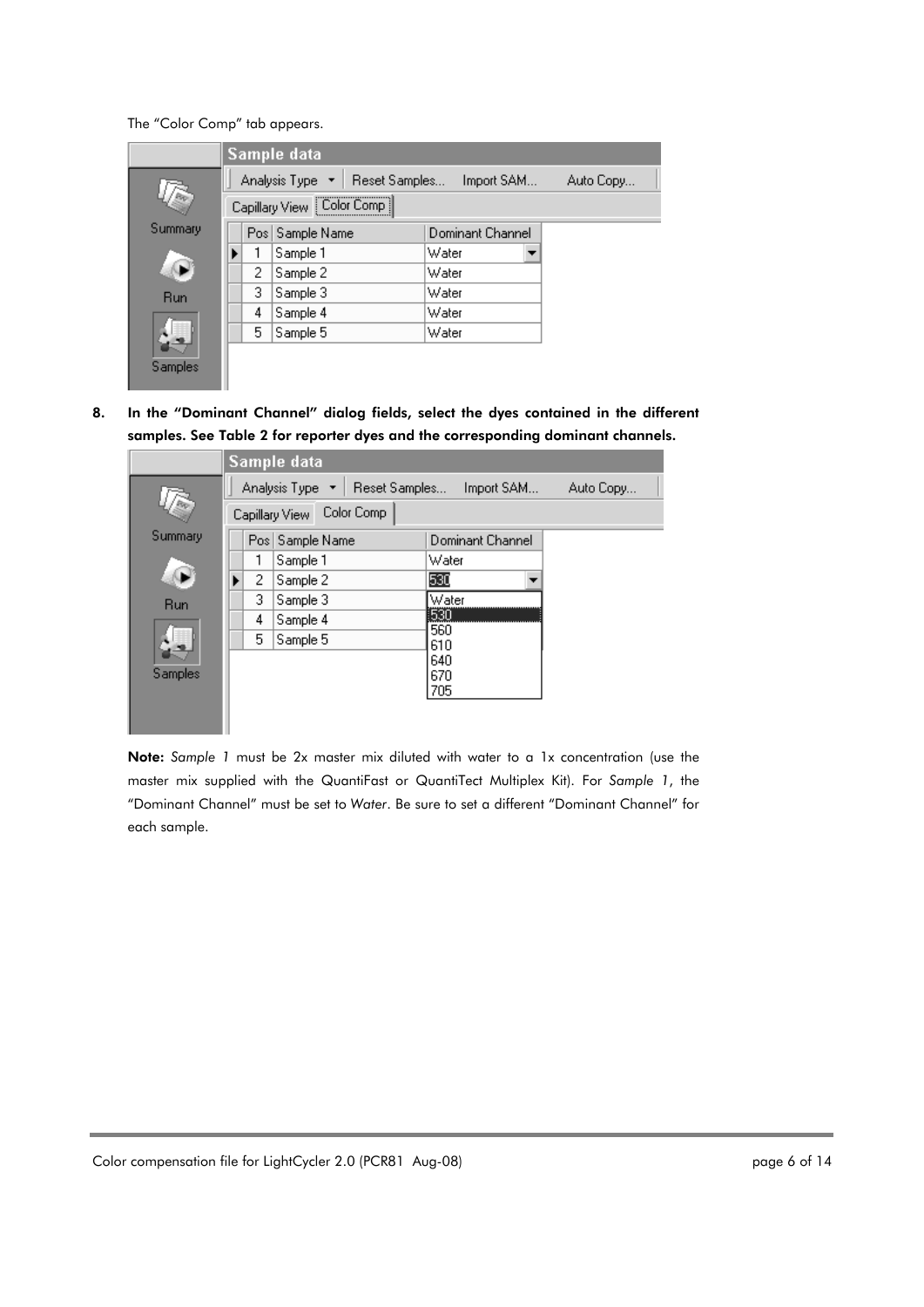The "Color Comp" tab appears.

8. **In the "Dominant Channel" dialog fields, select the dyes contained in the different samples. See Table 2 for reporter dyes and the corresponding dominant channels.**

**Note:** *Sample 1* must be 2x master mix diluted with water to a 1x concentration (use the master mix supplied with the QuantiFast or QuantiTect Multiplex Kit). For *Sample 1*, the "Dominant Channel" must be set to *Water*. Be sure to set a different "Dominant Channel" for each sample.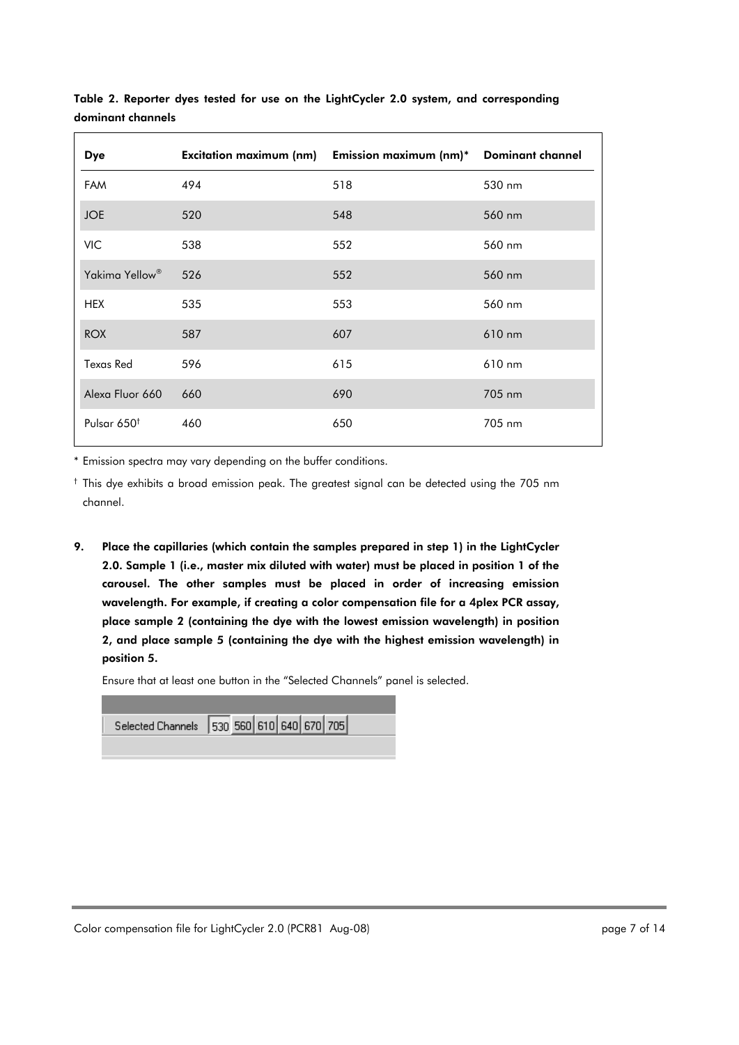**Table 2. Reporter dyes tested for use on the LightCycler 2.0 system, and corresponding dominant channels**

| Dye | Excitation maximum (nm) | Emission maximum (nm)* | Dominant channel |
|---|---|---|---|
| FAM | 494 | 518 | 530 nm |
| JOE | 520 | 548 | 560 nm |
| VIC | 538 | 552 | 560 nm |
| Yakima Yellow® | 526 | 552 | 560 nm |
| HEX | 535 | 553 | 560 nm |
| ROX | 587 | 607 | 610 nm |
| Texas Red | 596 | 615 | 610 nm |
| Alexa Fluor 660 | 660 | 690 | 705 nm |
| Pulsar 650† | 460 | 650 | 705 nm |

* Emission spectra may vary depending on the buffer conditions.

† This dye exhibits a broad emission peak. The greatest signal can be detected using the 705 nm channel.

9. **Place the capillaries (which contain the samples prepared in step 1) in the LightCycler 2.0. Sample 1 (i.e., master mix diluted with water) must be placed in position 1 of the carousel. The other samples must be placed in order of increasing emission wavelength. For example, if creating a color compensation file for a 4plex PCR assay, place sample 2 (containing the dye with the lowest emission wavelength) in position 2, and place sample 5 (containing the dye with the highest emission wavelength) in position 5.**

   Ensure that at least one button in the "Selected Channels" panel is selected.

   Selected Channels | 530 | 560 | 610 | 640 | 670 | 705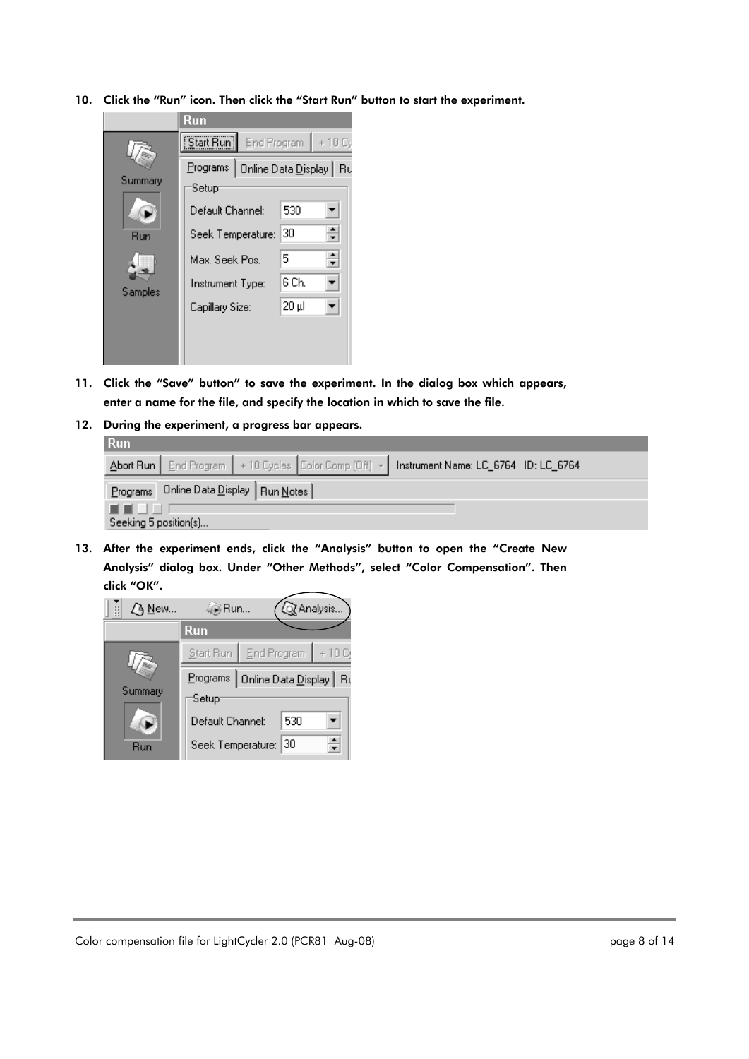10. **Click the "Run" icon. Then click the "Start Run" button to start the experiment.**

11. **Click the "Save" button" to save the experiment. In the dialog box which appears, enter a name for the file, and specify the location in which to save the file.**

12. **During the experiment, a progress bar appears.**

13. **After the experiment ends, click the "Analysis" button to open the "Create New Analysis" dialog box. Under "Other Methods", select "Color Compensation". Then click "OK".**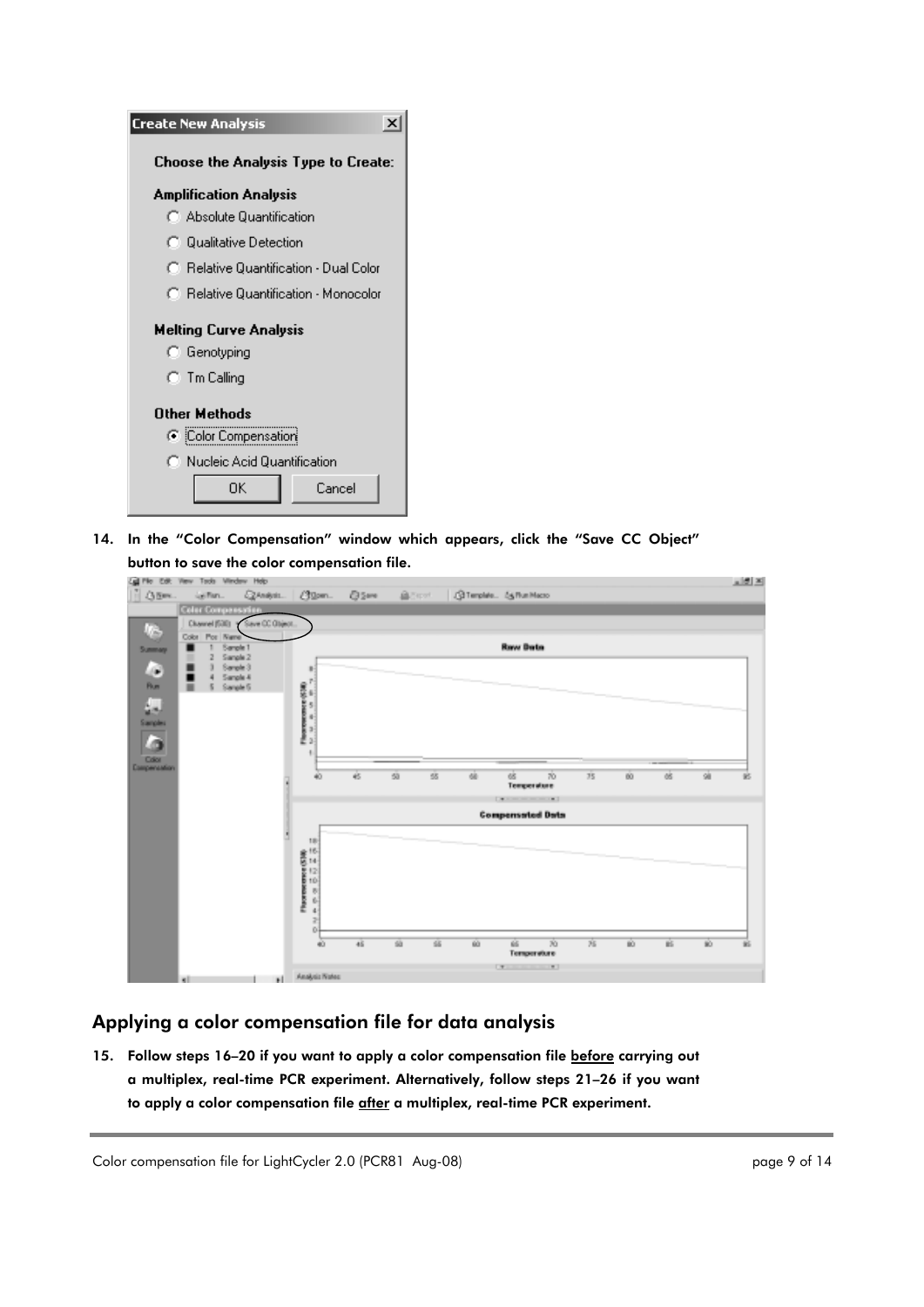14. In the "Color Compensation" window which appears, click the "Save CC Object" button to save the color compensation file.

## Applying a color compensation file for data analysis

15. Follow steps 16–20 if you want to apply a color compensation file before carrying out a multiplex, real-time PCR experiment. Alternatively, follow steps 21–26 if you want to apply a color compensation file after a multiplex, real-time PCR experiment.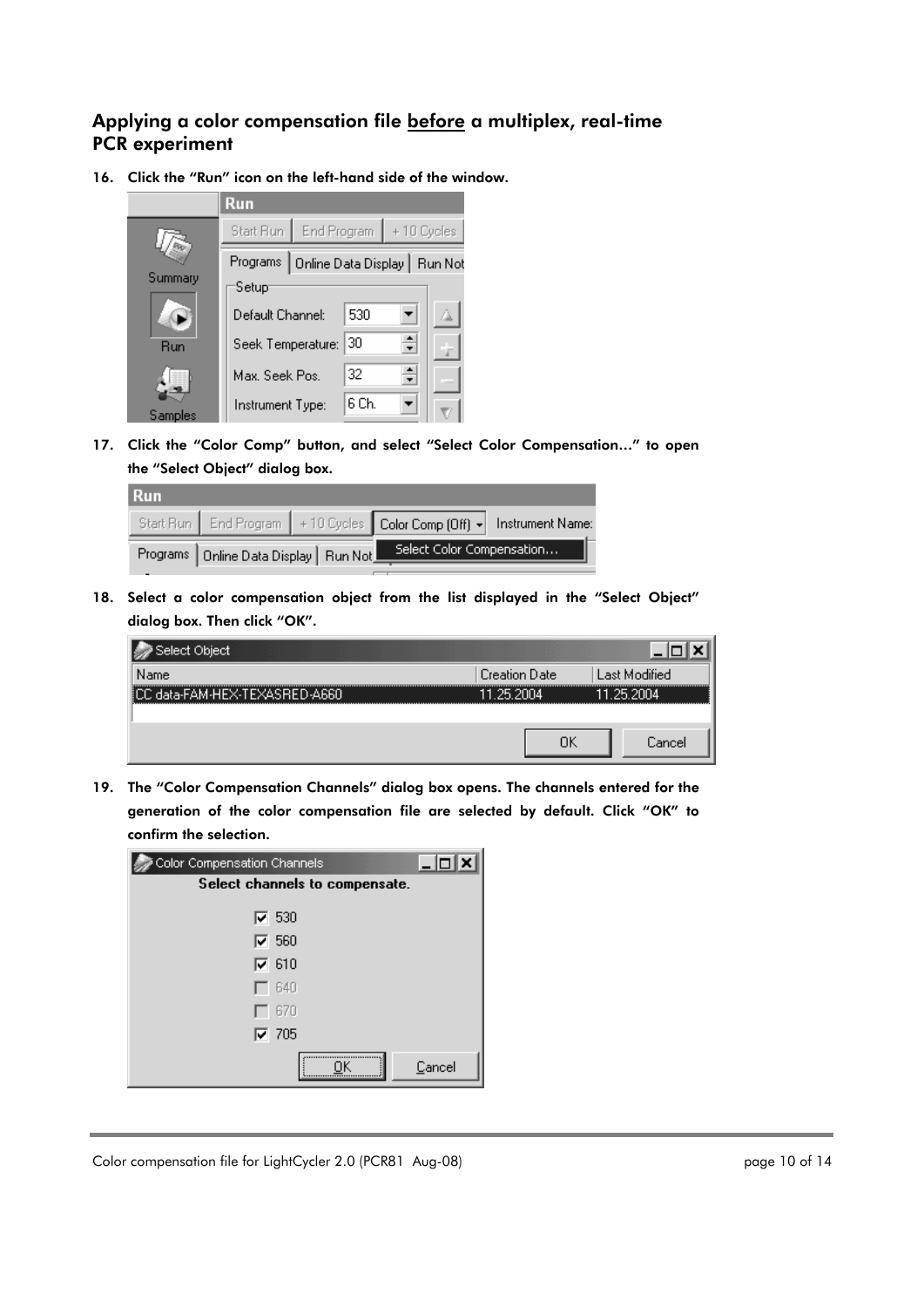## Applying a color compensation file before a multiplex, real-time PCR experiment

16. **Click the "Run" icon on the left-hand side of the window.**

17. **Click the "Color Comp" button, and select "Select Color Compensation…" to open the "Select Object" dialog box.**

18. **Select a color compensation object from the list displayed in the "Select Object" dialog box. Then click "OK".**

19. **The "Color Compensation Channels" dialog box opens. The channels entered for the generation of the color compensation file are selected by default. Click "OK" to confirm the selection.**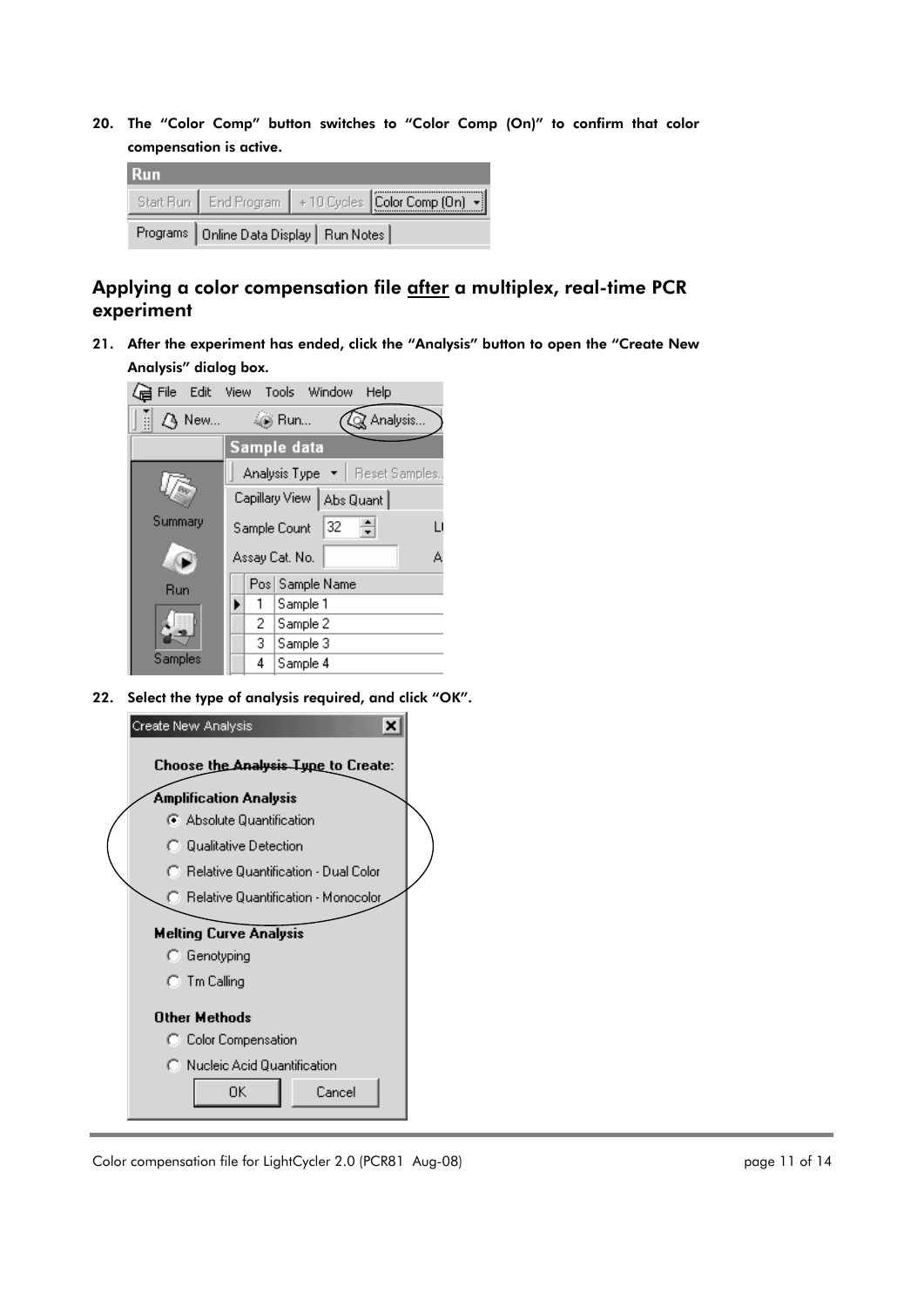20. The "Color Comp" button switches to "Color Comp (On)" to confirm that color compensation is active.

## Applying a color compensation file after a multiplex, real-time PCR experiment

21. After the experiment has ended, click the "Analysis" button to open the "Create New Analysis" dialog box.

22. Select the type of analysis required, and click "OK".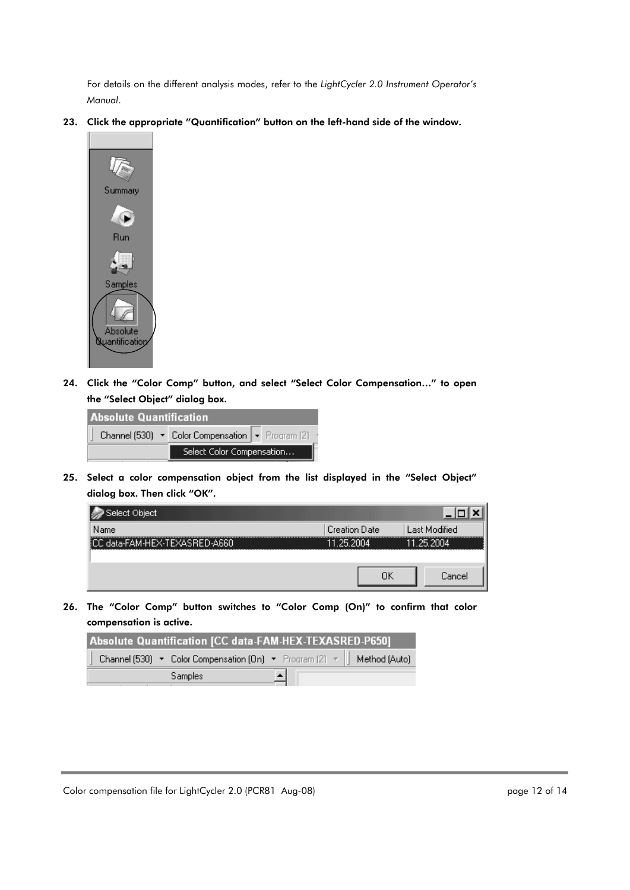For details on the different analysis modes, refer to the *LightCycler 2.0 Instrument Operator's Manual*.

**23. Click the appropriate "Quantification" button on the left-hand side of the window.**

**24. Click the "Color Comp" button, and select "Select Color Compensation…" to open the "Select Object" dialog box.**

**25. Select a color compensation object from the list displayed in the "Select Object" dialog box. Then click "OK".**

**26. The "Color Comp" button switches to "Color Comp (On)" to confirm that color compensation is active.**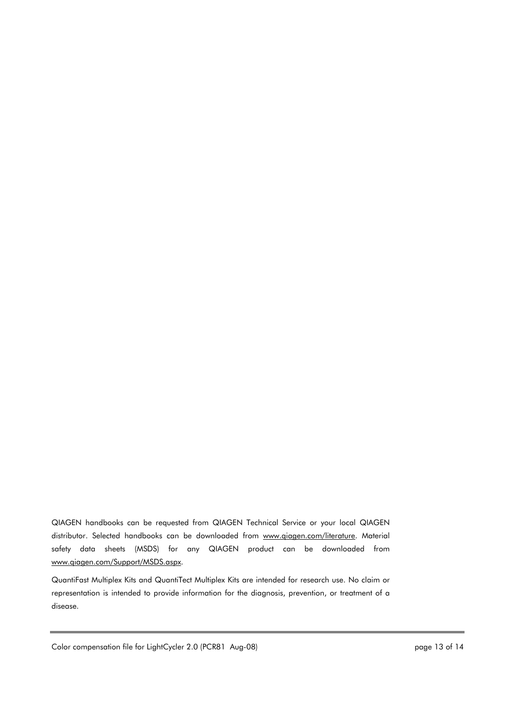QIAGEN handbooks can be requested from QIAGEN Technical Service or your local QIAGEN distributor. Selected handbooks can be downloaded from www.qiagen.com/literature. Material safety data sheets (MSDS) for any QIAGEN product can be downloaded from www.qiagen.com/Support/MSDS.aspx.

QuantiFast Multiplex Kits and QuantiTect Multiplex Kits are intended for research use. No claim or representation is intended to provide information for the diagnosis, prevention, or treatment of a disease.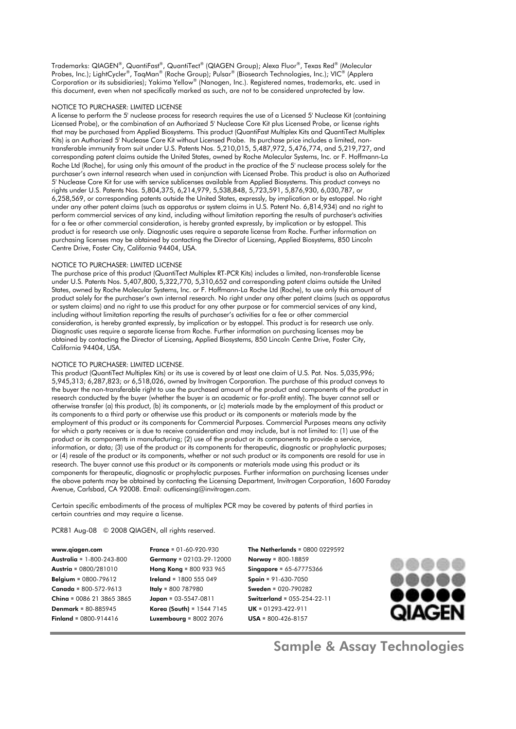Trademarks: QIAGEN®, QuantiFast®, QuantiTect® (QIAGEN Group); Alexa Fluor®, Texas Red® (Molecular Probes, Inc.); LightCycler®, TaqMan® (Roche Group); Pulsar® (Biosearch Technologies, Inc.); VIC® (Applera Corporation or its subsidiaries); Yakima Yellow® (Nanogen, Inc.). Registered names, trademarks, etc. used in this document, even when not specifically marked as such, are not to be considered unprotected by law.

NOTICE TO PURCHASER: LIMITED LICENSE

A license to perform the 5' nuclease process for research requires the use of a Licensed 5' Nuclease Kit (containing Licensed Probe), or the combination of an Authorized 5' Nuclease Core Kit plus Licensed Probe, or license rights that may be purchased from Applied Biosystems. This product (QuantiFast Multiplex Kits and QuantiTect Multiplex Kits) is an Authorized 5' Nuclease Core Kit without Licensed Probe. Its purchase price includes a limited, non-transferable immunity from suit under U.S. Patents Nos. 5,210,015, 5,487,972, 5,476,774, and 5,219,727, and corresponding patent claims outside the United States, owned by Roche Molecular Systems, Inc. or F. Hoffmann-La Roche Ltd (Roche), for using only this amount of the product in the practice of the 5' nuclease process solely for the purchaser's own internal research when used in conjunction with Licensed Probe. This product is also an Authorized 5' Nuclease Core Kit for use with service sublicenses available from Applied Biosystems. This product conveys no rights under U.S. Patents Nos. 5,804,375, 6,214,979, 5,538,848, 5,723,591, 5,876,930, 6,030,787, or 6,258,569, or corresponding patents outside the United States, expressly, by implication or by estoppel. No right under any other patent claims (such as apparatus or system claims in U.S. Patent No. 6,814,934) and no right to perform commercial services of any kind, including without limitation reporting the results of purchaser's activities for a fee or other commercial consideration, is hereby granted expressly, by implication or by estoppel. This product is for research use only. Diagnostic uses require a separate license from Roche. Further information on purchasing licenses may be obtained by contacting the Director of Licensing, Applied Biosystems, 850 Lincoln Centre Drive, Foster City, California 94404, USA.

NOTICE TO PURCHASER: LIMITED LICENSE

The purchase price of this product (QuantiTect Multiplex RT-PCR Kits) includes a limited, non-transferable license under U.S. Patents Nos. 5,407,800, 5,322,770, 5,310,652 and corresponding patent claims outside the United States, owned by Roche Molecular Systems, Inc. or F. Hoffmann-La Roche Ltd (Roche), to use only this amount of product solely for the purchaser's own internal research. No right under any other patent claims (such as apparatus or system claims) and no right to use this product for any other purpose or for commercial services of any kind, including without limitation reporting the results of purchaser's activities for a fee or other commercial consideration, is hereby granted expressly, by implication or by estoppel. This product is for research use only. Diagnostic uses require a separate license from Roche. Further information on purchasing licenses may be obtained by contacting the Director of Licensing, Applied Biosystems, 850 Lincoln Centre Drive, Foster City, California 94404, USA.

NOTICE TO PURCHASER: LIMITED LICENSE.

This product (QuantiTect Multiplex Kits) or its use is covered by at least one claim of U.S. Pat. Nos. 5,035,996; 5,945,313; 6,287,823; or 6,518,026, owned by Invitrogen Corporation. The purchase of this product conveys to the buyer the non-transferable right to use the purchased amount of the product and components of the product in research conducted by the buyer (whether the buyer is an academic or for-profit entity). The buyer cannot sell or otherwise transfer (a) this product, (b) its components, or (c) materials made by the employment of this product or its components to a third party or otherwise use this product or its components or materials made by the employment of this product or its components for Commercial Purposes. Commercial Purposes means any activity for which a party receives or is due to receive consideration and may include, but is not limited to: (1) use of the product or its components in manufacturing; (2) use of the product or its components to provide a service, information, or data; (3) use of the product or its components for therapeutic, diagnostic or prophylactic purposes; or (4) resale of the product or its components, whether or not such product or its components are resold for use in research. The buyer cannot use this product or its components or materials made using this product or its components for therapeutic, diagnostic or prophylactic purposes. Further information on purchasing licenses under the above patents may be obtained by contacting the Licensing Department, Invitrogen Corporation, 1600 Faraday Avenue, Carlsbad, CA 92008. Email: outlicensing@invitrogen.com.

Certain specific embodiments of the process of multiplex PCR may be covered by patents of third parties in certain countries and may require a license.

PCR81 Aug-08 © 2008 QIAGEN, all rights reserved.

**www.qiagen.com**
**Australia** ■ 1-800-243-800
**Austria** ■ 0800/281010
**Belgium** ■ 0800-79612
**Canada** ■ 800-572-9613
**China** ■ 0086 21 3865 3865
**Denmark** ■ 80-885945
**Finland** ■ 0800-914416
**France** ■ 01-60-920-930
**Germany** ■ 02103-29-12000
**Hong Kong** ■ 800 933 965
**Ireland** ■ 1800 555 049
**Italy** ■ 800 787980
**Japan** ■ 03-5547-0811
**Korea (South)** ■ 1544 7145
**Luxembourg** ■ 8002 2076
**The Netherlands** ■ 0800 0229592
**Norway** ■ 800-18859
**Singapore** ■ 65-67775366
**Spain** ■ 91-630-7050
**Sweden** ■ 020-790282
**Switzerland** ■ 055-254-22-11
**UK** ■ 01293-422-911
**USA** ■ 800-426-8157

QIAGEN

Sample & Assay Technologies